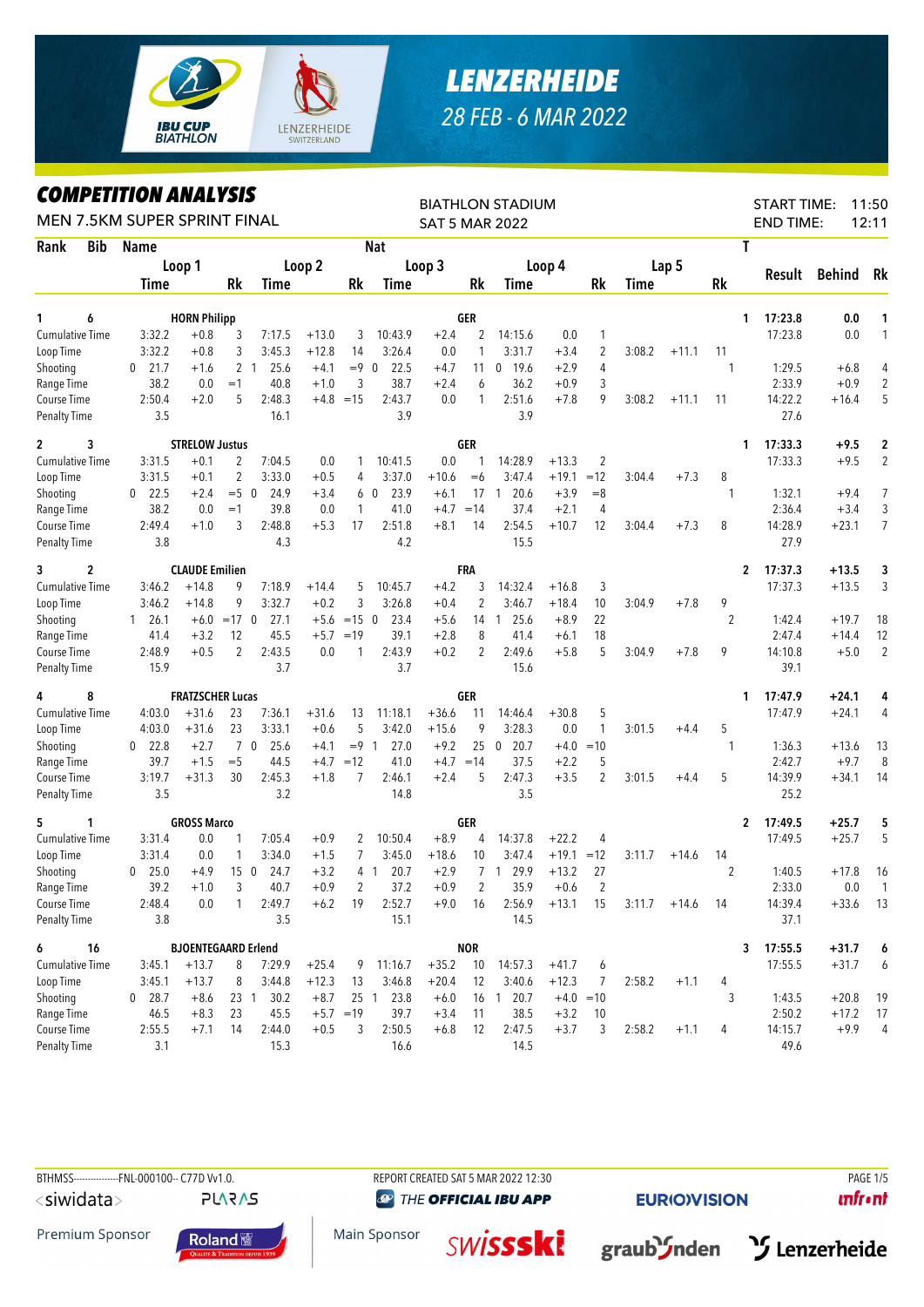# LENZERHEIDE

28 FEB - 6 MAR 2022

## COMPETITION ANALYSIS

MEN 7.5KM SUPER SPRINT FINAL

BIATHLON STADIUM
SAT 5 MAR 2022

START TIME: 11:50
END TIME: 12:11

| Rank | Bib | Name | | | Nat | | | | | | | | | | | | | T | Result | Behind | Rk |
|---|---|---|---|---|---|---|---|---|---|---|---|---|---|---|---|---|---|---|---|---|---|
| | | Loop 1 | | | Loop 2 | | | Loop 3 | | | Loop 4 | | | Lap 5 | | | | | | | |
| | | Time | | Rk | Time | | Rk | Time | | Rk | Time | | Rk | Time | | Rk | | | | | |
| 1 | 6 | HORN Philipp | | | | | | GER | | | | | | | | | | 1 | 17:23.8 | 0.0 | 1 |
| Cumulative Time | | 3:32.2 | +0.8 | 3 | 7:17.5 | +13.0 | 3 | 10:43.9 | +2.4 | 2 | 14:15.6 | 0.0 | 1 | | | | | | 17:23.8 | 0.0 | 1 |
| Loop Time | | 3:32.2 | +0.8 | 3 | 3:45.3 | +12.8 | 14 | 3:26.4 | 0.0 | 1 | 3:31.7 | +3.4 | 2 | 3:08.2 | +11.1 | 11 | | | | | |
| Shooting | | 0 21.7 | +1.6 | 2 | 1 25.6 | +4.1 | =9 | 0 22.5 | +4.7 | 11 | 0 19.6 | +2.9 | 4 | | | | | 1 | 1:29.5 | +6.8 | 4 |
| Range Time | | 38.2 | 0.0 | =1 | 40.8 | +1.0 | 3 | 38.7 | +2.4 | 6 | 36.2 | +0.9 | 3 | | | | | | 2:33.9 | +0.9 | 2 |
| Course Time | | 2:50.4 | +2.0 | 5 | 2:48.3 | +4.8 | =15 | 2:43.7 | 0.0 | 1 | 2:51.6 | +7.8 | 9 | 3:08.2 | +11.1 | 11 | | | 14:22.2 | +16.4 | 5 |
| Penalty Time | | 3.5 | | | 16.1 | | | 3.9 | | | 3.9 | | | | | | | | 27.6 | | |
| 2 | 3 | STRELOW Justus | | | | | | GER | | | | | | | | | | 1 | 17:33.3 | +9.5 | 2 |
| Cumulative Time | | 3:31.5 | +0.1 | 2 | 7:04.5 | 0.0 | 1 | 10:41.5 | 0.0 | 1 | 14:28.9 | +13.3 | 2 | | | | | | 17:33.3 | +9.5 | 2 |
| Loop Time | | 3:31.5 | +0.1 | 2 | 3:33.0 | +0.5 | 4 | 3:37.0 | +10.6 | =6 | 3:47.4 | +19.1 | =12 | 3:04.4 | +7.3 | 8 | | | | | |
| Shooting | | 0 22.5 | +2.4 | =5 | 0 24.9 | +3.4 | 6 | 0 23.9 | +6.1 | 17 | 1 20.6 | +3.9 | =8 | | | | | 1 | 1:32.1 | +9.4 | 7 |
| Range Time | | 38.2 | 0.0 | =1 | 39.8 | 0.0 | 1 | 41.0 | +4.7 | =14 | 37.4 | +2.1 | 4 | | | | | | 2:36.4 | +3.4 | 3 |
| Course Time | | 2:49.4 | +1.0 | 3 | 2:48.8 | +5.3 | 17 | 2:51.8 | +8.1 | 14 | 2:54.5 | +10.7 | 12 | 3:04.4 | +7.3 | 8 | | | 14:28.9 | +23.1 | 7 |
| Penalty Time | | 3.8 | | | 4.3 | | | 4.2 | | | 15.5 | | | | | | | | 27.9 | | |
| 3 | 2 | CLAUDE Emilien | | | | | | FRA | | | | | | | | | | 2 | 17:37.3 | +13.5 | 3 |
| Cumulative Time | | 3:46.2 | +14.8 | 9 | 7:18.9 | +14.4 | 5 | 10:45.7 | +4.2 | 3 | 14:32.4 | +16.8 | 3 | | | | | | 17:37.3 | +13.5 | 3 |
| Loop Time | | 3:46.2 | +14.8 | 9 | 3:32.7 | +0.2 | 3 | 3:26.8 | +0.4 | 2 | 3:46.7 | +18.4 | 10 | 3:04.9 | +7.8 | 9 | | | | | |
| Shooting | | 1 26.1 | +6.0 | =17 | 0 27.1 | +5.6 | =15 | 0 23.4 | +5.6 | 14 | 1 25.6 | +8.9 | 22 | | | | | 2 | 1:42.4 | +19.7 | 18 |
| Range Time | | 41.4 | +3.2 | 12 | 45.5 | +5.7 | =19 | 39.1 | +2.8 | 8 | 41.4 | +6.1 | 18 | | | | | | 2:47.4 | +14.4 | 12 |
| Course Time | | 2:48.9 | +0.5 | 2 | 2:43.5 | 0.0 | 1 | 2:43.9 | +0.2 | 2 | 2:49.6 | +5.8 | 5 | 3:04.9 | +7.8 | 9 | | | 14:10.8 | +5.0 | 2 |
| Penalty Time | | 15.9 | | | 3.7 | | | 3.7 | | | 15.6 | | | | | | | | 39.1 | | |
| 4 | 8 | FRATZSCHER Lucas | | | | | | GER | | | | | | | | | | 1 | 17:47.9 | +24.1 | 4 |
| Cumulative Time | | 4:03.0 | +31.6 | 23 | 7:36.1 | +31.6 | 13 | 11:18.1 | +36.6 | 11 | 14:46.4 | +30.8 | 5 | | | | | | 17:47.9 | +24.1 | 4 |
| Loop Time | | 4:03.0 | +31.6 | 23 | 3:33.1 | +0.6 | 5 | 3:42.0 | +15.6 | 9 | 3:28.3 | 0.0 | 1 | 3:01.5 | +4.4 | 5 | | | | | |
| Shooting | | 0 22.8 | +2.7 | 7 | 0 25.6 | +4.1 | =9 | 1 27.0 | +9.2 | 25 | 0 20.7 | +4.0 | =10 | | | | | 1 | 1:36.3 | +13.6 | 13 |
| Range Time | | 39.7 | +1.5 | =5 | 44.5 | +4.7 | =12 | 41.0 | +4.7 | =14 | 37.5 | +2.2 | 5 | | | | | | 2:42.7 | +9.7 | 8 |
| Course Time | | 3:19.7 | +31.3 | 30 | 2:45.3 | +1.8 | 7 | 2:46.1 | +2.4 | 5 | 2:47.3 | +3.5 | 2 | 3:01.5 | +4.4 | 5 | | | 14:39.9 | +34.1 | 14 |
| Penalty Time | | 3.5 | | | 3.2 | | | 14.8 | | | 3.5 | | | | | | | | 25.2 | | |
| 5 | 1 | GROSS Marco | | | | | | GER | | | | | | | | | | 2 | 17:49.5 | +25.7 | 5 |
| Cumulative Time | | 3:31.4 | 0.0 | 1 | 7:05.4 | +0.9 | 2 | 10:50.4 | +8.9 | 4 | 14:37.8 | +22.2 | 4 | | | | | | 17:49.5 | +25.7 | 5 |
| Loop Time | | 3:31.4 | 0.0 | 1 | 3:34.0 | +1.5 | 7 | 3:45.0 | +18.6 | 10 | 3:47.4 | +19.1 | =12 | 3:11.7 | +14.6 | 14 | | | | | |
| Shooting | | 0 25.0 | +4.9 | 15 | 0 24.7 | +3.2 | 4 | 1 20.7 | +2.9 | 7 | 1 29.9 | +13.2 | 27 | | | | | 2 | 1:40.5 | +17.8 | 16 |
| Range Time | | 39.2 | +1.0 | 3 | 40.7 | +0.9 | 2 | 37.2 | +0.9 | 2 | 35.9 | +0.6 | 2 | | | | | | 2:33.0 | 0.0 | 1 |
| Course Time | | 2:48.4 | 0.0 | 1 | 2:49.7 | +6.2 | 19 | 2:52.7 | +9.0 | 16 | 2:56.9 | +13.1 | 15 | 3:11.7 | +14.6 | 14 | | | 14:39.4 | +33.6 | 13 |
| Penalty Time | | 3.8 | | | 3.5 | | | 15.1 | | | 14.5 | | | | | | | | 37.1 | | |
| 6 | 16 | BJOENTEGAARD Erlend | | | | | | NOR | | | | | | | | | | 3 | 17:55.5 | +31.7 | 6 |
| Cumulative Time | | 3:45.1 | +13.7 | 8 | 7:29.9 | +25.4 | 9 | 11:16.7 | +35.2 | 10 | 14:57.3 | +41.7 | 6 | | | | | | 17:55.5 | +31.7 | 6 |
| Loop Time | | 3:45.1 | +13.7 | 8 | 3:44.8 | +12.3 | 13 | 3:46.8 | +20.4 | 12 | 3:40.6 | +12.3 | 7 | 2:58.2 | +1.1 | 4 | | | | | |
| Shooting | | 0 28.7 | +8.6 | 23 | 1 30.2 | +8.7 | 25 | 1 23.8 | +6.0 | 16 | 1 20.7 | +4.0 | =10 | | | | | 3 | 1:43.5 | +20.8 | 19 |
| Range Time | | 46.5 | +8.3 | 23 | 45.5 | +5.7 | =19 | 39.7 | +3.4 | 11 | 38.5 | +3.2 | 10 | | | | | | 2:50.2 | +17.2 | 17 |
| Course Time | | 2:55.5 | +7.1 | 14 | 2:44.0 | +0.5 | 3 | 2:50.5 | +6.8 | 12 | 2:47.5 | +3.7 | 3 | 2:58.2 | +1.1 | 4 | | | 14:15.7 | +9.9 | 4 |
| Penalty Time | | 3.1 | | | 15.3 | | | 16.6 | | | 14.5 | | | | | | | | 49.6 | | |

BTHMSS--------------FNL-000100-- C77D Vv1.0. REPORT CREATED SAT 5 MAR 2022 12:30

Premium Sponsor: Roland — Main Sponsor: swissski, graubünden, Lenzerheide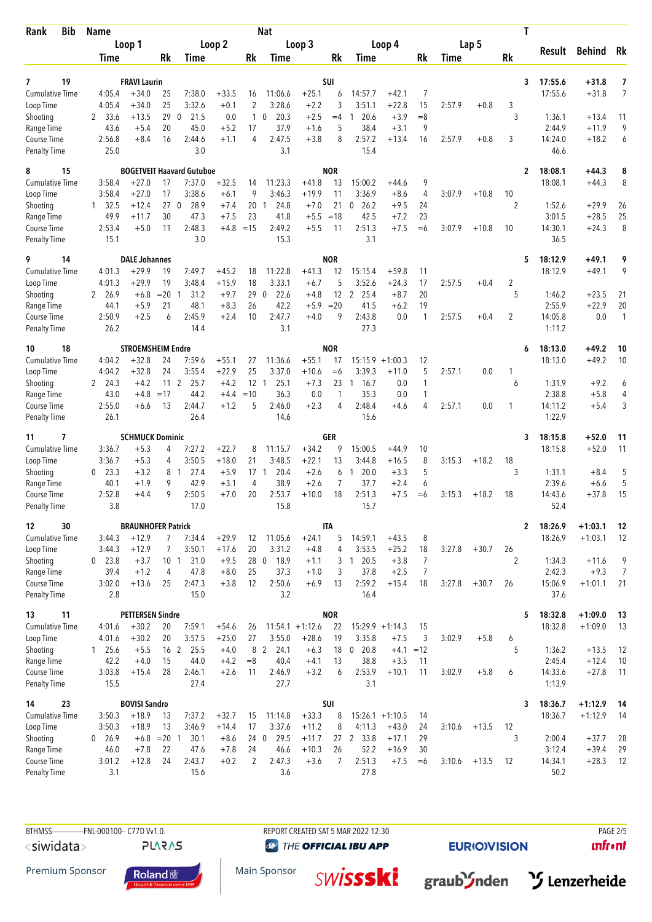| Rank | Bib | Name | | | | | | Nat | | | | | | | | | | T | Result | Behind | Rk |
|---|---|---|---|---|---|---|---|---|---|---|---|---|---|---|---|---|---|---|---|---|---|
| | | Loop 1 | | | Loop 2 | | | Loop 3 | | | Loop 4 | | | Lap 5 | | | | | | | |
| | | Time | | Rk | Time | | Rk | Time | | Rk | Time | | Rk | Time | | Rk | | | | | |
| 7 | 19 | FRAVI Laurin | | | | | | SUI | | | | | | | | | | 3 | 17:55.6 | +31.8 | 7 |
| Cumulative Time | | 4:05.4 | +34.0 | 25 | 7:38.0 | +33.5 | 16 | 11:06.6 | +25.1 | 6 | 14:57.7 | +42.1 | 7 | | | | | | 17:55.6 | +31.8 | 7 |
| Loop Time | | 4:05.4 | +34.0 | 25 | 3:32.6 | +0.1 | 2 | 3:28.6 | +2.2 | 3 | 3:51.1 | +22.8 | 15 | 2:57.9 | +0.8 | 3 | | | | | |
| Shooting | | 2 33.6 | +13.5 | 29 | 0 21.5 | 0.0 | 1 | 0 20.3 | +2.5 | =4 | 1 20.6 | +3.9 | =8 | | | | 3 | | 1:36.1 | +13.4 | 11 |
| Range Time | | 43.6 | +5.4 | 20 | 45.0 | +5.2 | 17 | 37.9 | +1.6 | 5 | 38.4 | +3.1 | 9 | | | | | | 2:44.9 | +11.9 | 9 |
| Course Time | | 2:56.8 | +8.4 | 16 | 2:44.6 | +1.1 | 4 | 2:47.5 | +3.8 | 8 | 2:57.2 | +13.4 | 16 | 2:57.9 | +0.8 | 3 | | | 14:24.0 | +18.2 | 6 |
| Penalty Time | | 25.0 | | | 3.0 | | | 3.1 | | | 15.4 | | | | | | | | 46.6 | | |
| 8 | 15 | BOGETVEIT Haavard Gutuboe | | | | | | NOR | | | | | | | | | | 2 | 18:08.1 | +44.3 | 8 |
| Cumulative Time | | 3:58.4 | +27.0 | 17 | 7:37.0 | +32.5 | 14 | 11:23.3 | +41.8 | 13 | 15:00.2 | +44.6 | 9 | | | | | | 18:08.1 | +44.3 | 8 |
| Loop Time | | 3:58.4 | +27.0 | 17 | 3:38.6 | +6.1 | 9 | 3:46.3 | +19.9 | 11 | 3:36.9 | +8.6 | 4 | 3:07.9 | +10.8 | 10 | | | | | |
| Shooting | | 1 32.5 | +12.4 | 27 | 0 28.9 | +7.4 | 20 | 1 24.8 | +7.0 | 21 | 0 26.2 | +9.5 | 24 | | | | 2 | | 1:52.6 | +29.9 | 26 |
| Range Time | | 49.9 | +11.7 | 30 | 47.3 | +7.5 | 23 | 41.8 | +5.5 | =18 | 42.5 | +7.2 | 23 | | | | | | 3:01.5 | +28.5 | 25 |
| Course Time | | 2:53.4 | +5.0 | 11 | 2:48.3 | +4.8 | =15 | 2:49.2 | +5.5 | 11 | 2:51.3 | +7.5 | =6 | 3:07.9 | +10.8 | 10 | | | 14:30.1 | +24.3 | 8 |
| Penalty Time | | 15.1 | | | 3.0 | | | 15.3 | | | 3.1 | | | | | | | | 36.5 | | |
| 9 | 14 | DALE Johannes | | | | | | NOR | | | | | | | | | | 5 | 18:12.9 | +49.1 | 9 |
| Cumulative Time | | 4:01.3 | +29.9 | 19 | 7:49.7 | +45.2 | 18 | 11:22.8 | +41.3 | 12 | 15:15.4 | +59.8 | 11 | | | | | | 18:12.9 | +49.1 | 9 |
| Loop Time | | 4:01.3 | +29.9 | 19 | 3:48.4 | +15.9 | 18 | 3:33.1 | +6.7 | 5 | 3:52.6 | +24.3 | 17 | 2:57.5 | +0.4 | 2 | | | | | |
| Shooting | | 2 26.9 | +6.8 | =20 | 1 31.2 | +9.7 | 29 | 0 22.6 | +4.8 | 12 | 2 25.4 | +8.7 | 20 | | | | 5 | | 1:46.2 | +23.5 | 21 |
| Range Time | | 44.1 | +5.9 | 21 | 48.1 | +8.3 | 26 | 42.2 | +5.9 | =20 | 41.5 | +6.2 | 19 | | | | | | 2:55.9 | +22.9 | 20 |
| Course Time | | 2:50.9 | +2.5 | 6 | 2:45.9 | +2.4 | 10 | 2:47.7 | +4.0 | 9 | 2:43.8 | 0.0 | 1 | 2:57.5 | +0.4 | 2 | | | 14:05.8 | 0.0 | 1 |
| Penalty Time | | 26.2 | | | 14.4 | | | 3.1 | | | 27.3 | | | | | | | | 1:11.2 | | |
| 10 | 18 | STROEMSHEIM Endre | | | | | | NOR | | | | | | | | | | 6 | 18:13.0 | +49.2 | 10 |
| Cumulative Time | | 4:04.2 | +32.8 | 24 | 7:59.6 | +55.1 | 27 | 11:36.6 | +55.1 | 17 | 15:15.9 | +1:00.3 | 12 | | | | | | 18:13.0 | +49.2 | 10 |
| Loop Time | | 4:04.2 | +32.8 | 24 | 3:55.4 | +22.9 | 25 | 3:37.0 | +10.6 | =6 | 3:39.3 | +11.0 | 5 | 2:57.1 | 0.0 | 1 | | | | | |
| Shooting | | 2 24.3 | +4.2 | 11 | 2 25.7 | +4.2 | 12 | 1 25.1 | +7.3 | 23 | 1 16.7 | 0.0 | 1 | | | | 6 | | 1:31.9 | +9.2 | 6 |
| Range Time | | 43.0 | +4.8 | =17 | 44.2 | +4.4 | =10 | 36.3 | 0.0 | 1 | 35.3 | 0.0 | 1 | | | | | | 2:38.8 | +5.8 | 4 |
| Course Time | | 2:55.0 | +6.6 | 13 | 2:44.7 | +1.2 | 5 | 2:46.0 | +2.3 | 4 | 2:48.4 | +4.6 | 4 | 2:57.1 | 0.0 | 1 | | | 14:11.2 | +5.4 | 3 |
| Penalty Time | | 26.1 | | | 26.4 | | | 14.6 | | | 15.6 | | | | | | | | 1:22.9 | | |
| 11 | 7 | SCHMUCK Dominic | | | | | | GER | | | | | | | | | | 3 | 18:15.8 | +52.0 | 11 |
| Cumulative Time | | 3:36.7 | +5.3 | 4 | 7:27.2 | +22.7 | 8 | 11:15.7 | +34.2 | 9 | 15:00.5 | +44.9 | 10 | | | | | | 18:15.8 | +52.0 | 11 |
| Loop Time | | 3:36.7 | +5.3 | 4 | 3:50.5 | +18.0 | 21 | 3:48.5 | +22.1 | 13 | 3:44.8 | +16.5 | 8 | 3:15.3 | +18.2 | 18 | | | | | |
| Shooting | | 0 23.3 | +3.2 | 8 | 1 27.4 | +5.9 | 17 | 1 20.4 | +2.6 | 6 | 1 20.0 | +3.3 | 5 | | | | 3 | | 1:31.1 | +8.4 | 5 |
| Range Time | | 40.1 | +1.9 | 9 | 42.9 | +3.1 | 4 | 38.9 | +2.6 | 7 | 37.7 | +2.4 | 6 | | | | | | 2:39.6 | +6.6 | 5 |
| Course Time | | 2:52.8 | +4.4 | 9 | 2:50.5 | +7.0 | 20 | 2:53.7 | +10.0 | 18 | 2:51.3 | +7.5 | =6 | 3:15.3 | +18.2 | 18 | | | 14:43.6 | +37.8 | 15 |
| Penalty Time | | 3.8 | | | 17.0 | | | 15.8 | | | 15.7 | | | | | | | | 52.4 | | |
| 12 | 30 | BRAUNHOFER Patrick | | | | | | ITA | | | | | | | | | | 2 | 18:26.9 | +1:03.1 | 12 |
| Cumulative Time | | 3:44.3 | +12.9 | 7 | 7:34.4 | +29.9 | 12 | 11:05.6 | +24.1 | 5 | 14:59.1 | +43.5 | 8 | | | | | | 18:26.9 | +1:03.1 | 12 |
| Loop Time | | 3:44.3 | +12.9 | 7 | 3:50.1 | +17.6 | 20 | 3:31.2 | +4.8 | 4 | 3:53.5 | +25.2 | 18 | 3:27.8 | +30.7 | 26 | | | | | |
| Shooting | | 0 23.8 | +3.7 | 10 | 1 31.0 | +9.5 | 28 | 0 18.9 | +1.1 | 3 | 1 20.5 | +3.8 | 7 | | | | 2 | | 1:34.3 | +11.6 | 9 |
| Range Time | | 39.4 | +1.2 | 4 | 47.8 | +8.0 | 25 | 37.3 | +1.0 | 3 | 37.8 | +2.5 | 7 | | | | | | 2:42.3 | +9.3 | 7 |
| Course Time | | 3:02.0 | +13.6 | 25 | 2:47.3 | +3.8 | 12 | 2:50.6 | +6.9 | 13 | 2:59.2 | +15.4 | 18 | 3:27.8 | +30.7 | 26 | | | 15:06.9 | +1:01.1 | 21 |
| Penalty Time | | 2.8 | | | 15.0 | | | 3.2 | | | 16.4 | | | | | | | | 37.6 | | |
| 13 | 11 | PETTERSEN Sindre | | | | | | NOR | | | | | | | | | | 5 | 18:32.8 | +1:09.0 | 13 |
| Cumulative Time | | 4:01.6 | +30.2 | 20 | 7:59.1 | +54.6 | 26 | 11:54.1 | +1:12.6 | 22 | 15:29.9 | +1:14.3 | 15 | | | | | | 18:32.8 | +1:09.0 | 13 |
| Loop Time | | 4:01.6 | +30.2 | 20 | 3:57.5 | +25.0 | 27 | 3:55.0 | +28.6 | 19 | 3:35.8 | +7.5 | 3 | 3:02.9 | +5.8 | 6 | | | | | |
| Shooting | | 1 25.6 | +5.5 | 16 | 2 25.5 | +4.0 | 8 | 2 24.1 | +6.3 | 18 | 0 20.8 | +4.1 | =12 | | | | 5 | | 1:36.2 | +13.5 | 12 |
| Range Time | | 42.2 | +4.0 | 15 | 44.0 | +4.2 | =8 | 40.4 | +4.1 | 13 | 38.8 | +3.5 | 11 | | | | | | 2:45.4 | +12.4 | 10 |
| Course Time | | 3:03.8 | +15.4 | 28 | 2:46.1 | +2.6 | 11 | 2:46.9 | +3.2 | 6 | 2:53.9 | +10.1 | 11 | 3:02.9 | +5.8 | 6 | | | 14:33.6 | +27.8 | 11 |
| Penalty Time | | 15.5 | | | 27.4 | | | 27.7 | | | 3.1 | | | | | | | | 1:13.9 | | |
| 14 | 23 | BOVISI Sandro | | | | | | SUI | | | | | | | | | | 3 | 18:36.7 | +1:12.9 | 14 |
| Cumulative Time | | 3:50.3 | +18.9 | 13 | 7:37.2 | +32.7 | 15 | 11:14.8 | +33.3 | 8 | 15:26.1 | +1:10.5 | 14 | | | | | | 18:36.7 | +1:12.9 | 14 |
| Loop Time | | 3:50.3 | +18.9 | 13 | 3:46.9 | +14.4 | 17 | 3:37.6 | +11.2 | 8 | 4:11.3 | +43.0 | 24 | 3:10.6 | +13.5 | 12 | | | | | |
| Shooting | | 0 26.9 | +6.8 | =20 | 1 30.1 | +8.6 | 24 | 0 29.5 | +11.7 | 27 | 2 33.8 | +17.1 | 29 | | | | 3 | | 2:00.4 | +37.7 | 28 |
| Range Time | | 46.0 | +7.8 | 22 | 47.6 | +7.8 | 24 | 46.6 | +10.3 | 26 | 52.2 | +16.9 | 30 | | | | | | 3:12.4 | +39.4 | 29 |
| Course Time | | 3:01.2 | +12.8 | 24 | 2:43.7 | +0.2 | 2 | 2:47.3 | +3.6 | 7 | 2:51.3 | +7.5 | =6 | 3:10.6 | +13.5 | 12 | | | 14:34.1 | +28.3 | 12 |
| Penalty Time | | 3.1 | | | 15.6 | | | 3.6 | | | 27.8 | | | | | | | | 50.2 | | |

BTHMSS--------------FNL-000100-- C77D Vv1.0. REPORT CREATED SAT 5 MAR 2022 12:30

Premium Sponsor: Roland | Main Sponsor: swissski, graubünden, Lenzerheide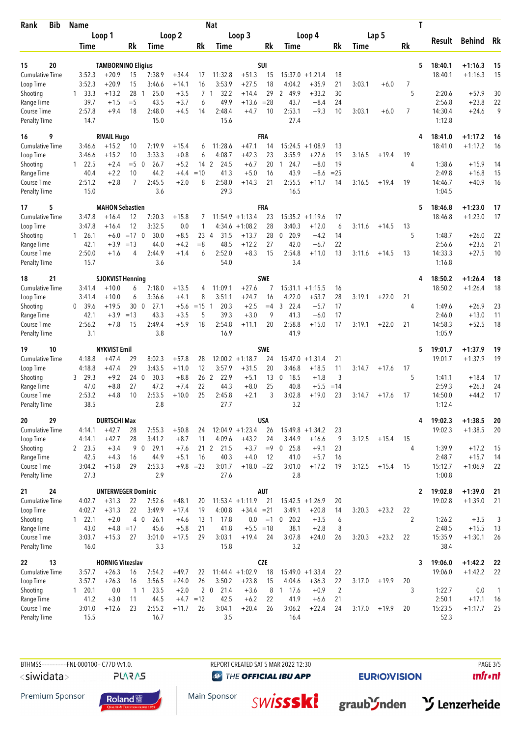| Rank | Bib | Name | | | Nat | | | | | | | | | | | | | T | Result | Behind | Rk |
|---|---|---|---|---|---|---|---|---|---|---|---|---|---|---|---|---|---|---|---|---|---|
| | | Loop 1 | | | Loop 2 | | | Loop 3 | | | Loop 4 | | | Lap 5 | | | | | | | |
| | | Time | | Rk | Time | | Rk | Time | | Rk | Time | | Rk | Time | | Rk | | | | | |
| 15 | 20 | TAMBORNINO Eligius | | | | | | SUI | | | | | | | | | | 5 | 18:40.1 | +1:16.3 | 15 |
| Cumulative Time | | 3:52.3 | +20.9 | 15 | 7:38.9 | +34.4 | 17 | 11:32.8 | +51.3 | 15 | 15:37.0 | +1:21.4 | 18 | | | | | | 18:40.1 | +1:16.3 | 15 |
| Loop Time | | 3:52.3 | +20.9 | 15 | 3:46.6 | +14.1 | 16 | 3:53.9 | +27.5 | 18 | 4:04.2 | +35.9 | 21 | 3:03.1 | +6.0 | 7 | | | | | |
| Shooting | | 1 33.3 | +13.2 | 28 | 1 25.0 | +3.5 | 7 | 1 32.2 | +14.4 | 29 | 2 49.9 | +33.2 | 30 | | | | 5 | | 2:20.6 | +57.9 | 30 |
| Range Time | | 39.7 | +1.5 | =5 | 43.5 | +3.7 | 6 | 49.9 | +13.6 | =28 | 43.7 | +8.4 | 24 | | | | | | 2:56.8 | +23.8 | 22 |
| Course Time | | 2:57.8 | +9.4 | 18 | 2:48.0 | +4.5 | 14 | 2:48.4 | +4.7 | 10 | 2:53.1 | +9.3 | 10 | 3:03.1 | +6.0 | 7 | | | 14:30.4 | +24.6 | 9 |
| Penalty Time | | 14.7 | | | 15.0 | | | 15.6 | | | 27.4 | | | | | | | | 1:12.8 | | |
| 16 | 9 | RIVAIL Hugo | | | | | | FRA | | | | | | | | | | 4 | 18:41.0 | +1:17.2 | 16 |
| Cumulative Time | | 3:46.6 | +15.2 | 10 | 7:19.9 | +15.4 | 6 | 11:28.6 | +47.1 | 14 | 15:24.5 | +1:08.9 | 13 | | | | | | 18:41.0 | +1:17.2 | 16 |
| Loop Time | | 3:46.6 | +15.2 | 10 | 3:33.3 | +0.8 | 6 | 4:08.7 | +42.3 | 23 | 3:55.9 | +27.6 | 19 | 3:16.5 | +19.4 | 19 | | | | | |
| Shooting | | 1 22.5 | +2.4 | =5 | 0 26.7 | +5.2 | 14 | 2 24.5 | +6.7 | 20 | 1 24.7 | +8.0 | 19 | | | | 4 | | 1:38.6 | +15.9 | 14 |
| Range Time | | 40.4 | +2.2 | 10 | 44.2 | +4.4 | =10 | 41.3 | +5.0 | 16 | 43.9 | +8.6 | =25 | | | | | | 2:49.8 | +16.8 | 15 |
| Course Time | | 2:51.2 | +2.8 | 7 | 2:45.5 | +2.0 | 8 | 2:58.0 | +14.3 | 21 | 2:55.5 | +11.7 | 14 | 3:16.5 | +19.4 | 19 | | | 14:46.7 | +40.9 | 16 |
| Penalty Time | | 15.0 | | | 3.6 | | | 29.3 | | | 16.5 | | | | | | | | 1:04.5 | | |
| 17 | 5 | MAHON Sebastien | | | | | | FRA | | | | | | | | | | 5 | 18:46.8 | +1:23.0 | 17 |
| Cumulative Time | | 3:47.8 | +16.4 | 12 | 7:20.3 | +15.8 | 7 | 11:54.9 | +1:13.4 | 23 | 15:35.2 | +1:19.6 | 17 | | | | | | 18:46.8 | +1:23.0 | 17 |
| Loop Time | | 3:47.8 | +16.4 | 12 | 3:32.5 | 0.0 | 1 | 4:34.6 | +1:08.2 | 28 | 3:40.3 | +12.0 | 6 | 3:11.6 | +14.5 | 13 | | | | | |
| Shooting | | 1 26.1 | +6.0 | =17 | 0 30.0 | +8.5 | 23 | 4 31.5 | +13.7 | 28 | 0 20.9 | +4.2 | 14 | | | | 5 | | 1:48.7 | +26.0 | 22 |
| Range Time | | 42.1 | +3.9 | =13 | 44.0 | +4.2 | =8 | 48.5 | +12.2 | 27 | 42.0 | +6.7 | 22 | | | | | | 2:56.6 | +23.6 | 21 |
| Course Time | | 2:50.0 | +1.6 | 4 | 2:44.9 | +1.4 | 6 | 2:52.0 | +8.3 | 15 | 2:54.8 | +11.0 | 13 | 3:11.6 | +14.5 | 13 | | | 14:33.3 | +27.5 | 10 |
| Penalty Time | | 15.7 | | | 3.6 | | | 54.0 | | | 3.4 | | | | | | | | 1:16.8 | | |
| 18 | 21 | SJOKVIST Henning | | | | | | SWE | | | | | | | | | | 4 | 18:50.2 | +1:26.4 | 18 |
| Cumulative Time | | 3:41.4 | +10.0 | 6 | 7:18.0 | +13.5 | 4 | 11:09.1 | +27.6 | 7 | 15:31.1 | +1:15.5 | 16 | | | | | | 18:50.2 | +1:26.4 | 18 |
| Loop Time | | 3:41.4 | +10.0 | 6 | 3:36.6 | +4.1 | 8 | 3:51.1 | +24.7 | 16 | 4:22.0 | +53.7 | 28 | 3:19.1 | +22.0 | 21 | | | | | |
| Shooting | | 0 39.6 | +19.5 | 30 | 0 27.1 | +5.6 | =15 | 1 20.3 | +2.5 | =4 | 3 22.4 | +5.7 | 17 | | | | 4 | | 1:49.6 | +26.9 | 23 |
| Range Time | | 42.1 | +3.9 | =13 | 43.3 | +3.5 | 5 | 39.3 | +3.0 | 9 | 41.3 | +6.0 | 17 | | | | | | 2:46.0 | +13.0 | 11 |
| Course Time | | 2:56.2 | +7.8 | 15 | 2:49.4 | +5.9 | 18 | 2:54.8 | +11.1 | 20 | 2:58.8 | +15.0 | 17 | 3:19.1 | +22.0 | 21 | | | 14:58.3 | +52.5 | 18 |
| Penalty Time | | 3.1 | | | 3.8 | | | 16.9 | | | 41.9 | | | | | | | | 1:05.9 | | |
| 19 | 10 | NYKVIST Emil | | | | | | SWE | | | | | | | | | | 5 | 19:01.7 | +1:37.9 | 19 |
| Cumulative Time | | 4:18.8 | +47.4 | 29 | 8:02.3 | +57.8 | 28 | 12:00.2 | +1:18.7 | 24 | 15:47.0 | +1:31.4 | 21 | | | | | | 19:01.7 | +1:37.9 | 19 |
| Loop Time | | 4:18.8 | +47.4 | 29 | 3:43.5 | +11.0 | 12 | 3:57.9 | +31.5 | 20 | 3:46.8 | +18.5 | 11 | 3:14.7 | +17.6 | 17 | | | | | |
| Shooting | | 3 29.3 | +9.2 | 24 | 0 30.3 | +8.8 | 26 | 2 22.9 | +5.1 | 13 | 0 18.5 | +1.8 | 3 | | | | 5 | | 1:41.1 | +18.4 | 17 |
| Range Time | | 47.0 | +8.8 | 27 | 47.2 | +7.4 | 22 | 44.3 | +8.0 | 25 | 40.8 | +5.5 | =14 | | | | | | 2:59.3 | +26.3 | 24 |
| Course Time | | 2:53.2 | +4.8 | 10 | 2:53.5 | +10.0 | 25 | 2:45.8 | +2.1 | 3 | 3:02.8 | +19.0 | 23 | 3:14.7 | +17.6 | 17 | | | 14:50.0 | +44.2 | 17 |
| Penalty Time | | 38.5 | | | 2.8 | | | 27.7 | | | 3.2 | | | | | | | | 1:12.4 | | |
| 20 | 29 | DURTSCHI Max | | | | | | USA | | | | | | | | | | 4 | 19:02.3 | +1:38.5 | 20 |
| Cumulative Time | | 4:14.1 | +42.7 | 28 | 7:55.3 | +50.8 | 24 | 12:04.9 | +1:23.4 | 26 | 15:49.8 | +1:34.2 | 23 | | | | | | 19:02.3 | +1:38.5 | 20 |
| Loop Time | | 4:14.1 | +42.7 | 28 | 3:41.2 | +8.7 | 11 | 4:09.6 | +43.2 | 24 | 3:44.9 | +16.6 | 9 | 3:12.5 | +15.4 | 15 | | | | | |
| Shooting | | 2 23.5 | +3.4 | 9 | 0 29.1 | +7.6 | 21 | 2 21.5 | +3.7 | =9 | 0 25.8 | +9.1 | 23 | | | | 4 | | 1:39.9 | +17.2 | 15 |
| Range Time | | 42.5 | +4.3 | 16 | 44.9 | +5.1 | 16 | 40.3 | +4.0 | 12 | 41.0 | +5.7 | 16 | | | | | | 2:48.7 | +15.7 | 14 |
| Course Time | | 3:04.2 | +15.8 | 29 | 2:53.3 | +9.8 | =23 | 3:01.7 | +18.0 | =22 | 3:01.0 | +17.2 | 19 | 3:12.5 | +15.4 | 15 | | | 15:12.7 | +1:06.9 | 22 |
| Penalty Time | | 27.3 | | | 2.9 | | | 27.6 | | | 2.8 | | | | | | | | 1:00.8 | | |
| 21 | 24 | UNTERWEGER Dominic | | | | | | AUT | | | | | | | | | | 2 | 19:02.8 | +1:39.0 | 21 |
| Cumulative Time | | 4:02.7 | +31.3 | 22 | 7:52.6 | +48.1 | 20 | 11:53.4 | +1:11.9 | 21 | 15:42.5 | +1:26.9 | 20 | | | | | | 19:02.8 | +1:39.0 | 21 |
| Loop Time | | 4:02.7 | +31.3 | 22 | 3:49.9 | +17.4 | 19 | 4:00.8 | +34.4 | =21 | 3:49.1 | +20.8 | 14 | 3:20.3 | +23.2 | 22 | | | | | |
| Shooting | | 1 22.1 | +2.0 | 4 | 0 26.1 | +4.6 | 13 | 1 17.8 | 0.0 | =1 | 0 20.2 | +3.5 | 6 | | | | 2 | | 1:26.2 | +3.5 | 3 |
| Range Time | | 43.0 | +4.8 | =17 | 45.6 | +5.8 | 21 | 41.8 | +5.5 | =18 | 38.1 | +2.8 | 8 | | | | | | 2:48.5 | +15.5 | 13 |
| Course Time | | 3:03.7 | +15.3 | 27 | 3:01.0 | +17.5 | 29 | 3:03.1 | +19.4 | 24 | 3:07.8 | +24.0 | 26 | 3:20.3 | +23.2 | 22 | | | 15:35.9 | +1:30.1 | 26 |
| Penalty Time | | 16.0 | | | 3.3 | | | 15.8 | | | 3.2 | | | | | | | | 38.4 | | |
| 22 | 13 | HORNIG Vitezslav | | | | | | CZE | | | | | | | | | | 3 | 19:06.0 | +1:42.2 | 22 |
| Cumulative Time | | 3:57.7 | +26.3 | 16 | 7:54.2 | +49.7 | 22 | 11:44.4 | +1:02.9 | 18 | 15:49.0 | +1:33.4 | 22 | | | | | | 19:06.0 | +1:42.2 | 22 |
| Loop Time | | 3:57.7 | +26.3 | 16 | 3:56.5 | +24.0 | 26 | 3:50.2 | +23.8 | 15 | 4:04.6 | +36.3 | 22 | 3:17.0 | +19.9 | 20 | | | | | |
| Shooting | | 1 20.1 | 0.0 | 1 | 1 23.5 | +2.0 | 2 | 0 21.4 | +3.6 | 8 | 1 17.6 | +0.9 | 2 | | | | 3 | | 1:22.7 | 0.0 | 1 |
| Range Time | | 41.2 | +3.0 | 11 | 44.5 | +4.7 | =12 | 42.5 | +6.2 | 22 | 41.9 | +6.6 | 21 | | | | | | 2:50.1 | +17.1 | 16 |
| Course Time | | 3:01.0 | +12.6 | 23 | 2:55.2 | +11.7 | 26 | 3:04.1 | +20.4 | 26 | 3:06.2 | +22.4 | 24 | 3:17.0 | +19.9 | 20 | | | 15:23.5 | +1:17.7 | 25 |
| Penalty Time | | 15.5 | | | 16.7 | | | 3.5 | | | 16.4 | | | | | | | | 52.3 | | |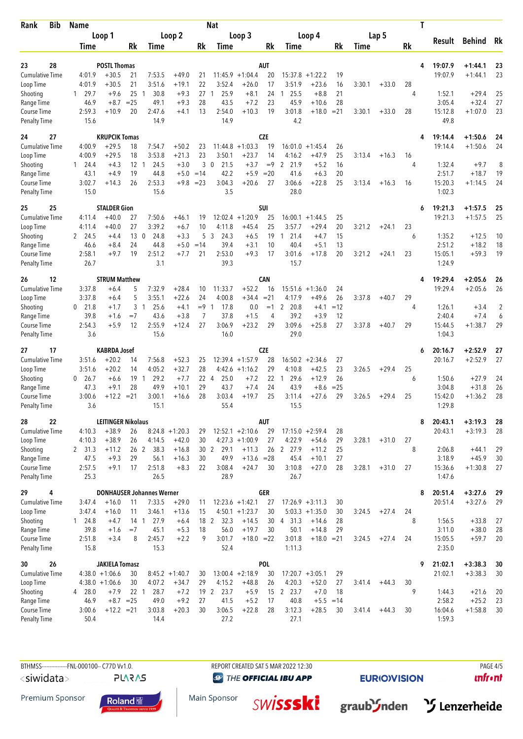| Rank | Bib | Name | | | | | Nat | | | | | | | | | T | Result | Behind | Rk |
|---|---|---|---|---|---|---|---|---|---|---|---|---|---|---|---|---|---|---|---|
| | | Loop 1 | | | Loop 2 | | | Loop 3 | | | Loop 4 | | | Lap 5 | | | | | |
| | | Time | | Rk | Time | | Rk | Time | | Rk | Time | | Rk | Time | | Rk | | | |
| 23 | 28 | POSTL Thomas | | | | | AUT | | | | | | | | | 4 | 19:07.9 | +1:44.1 | 23 |
| Cumulative Time | | 4:01.9 | +30.5 | 21 | 7:53.5 | +49.0 | 21 | 11:45.9 | +1:04.4 | 20 | 15:37.8 | +1:22.2 | 19 | | | | 19:07.9 | +1:44.1 | 23 |
| Loop Time | | 4:01.9 | +30.5 | 21 | 3:51.6 | +19.1 | 22 | 3:52.4 | +26.0 | 17 | 3:51.9 | +23.6 | 16 | 3:30.1 | +33.0 | 28 | | | |
| Shooting | | 1 29.7 | +9.6 | 25 | 1 30.8 | +9.3 | 27 | 1 25.9 | +8.1 | 24 | 1 25.5 | +8.8 | 21 | | | 4 | 1:52.1 | +29.4 | 25 |
| Range Time | | 46.9 | +8.7 | =25 | 49.1 | +9.3 | 28 | 43.5 | +7.2 | 23 | 45.9 | +10.6 | 28 | | | | 3:05.4 | +32.4 | 27 |
| Course Time | | 2:59.3 | +10.9 | 20 | 2:47.6 | +4.1 | 13 | 2:54.0 | +10.3 | 19 | 3:01.8 | +18.0 | =21 | 3:30.1 | +33.0 | 28 | 15:12.8 | +1:07.0 | 23 |
| Penalty Time | | 15.6 | | | 14.9 | | | 14.9 | | | 4.2 | | | | | | 49.8 | | |
| 24 | 27 | KRUPCIK Tomas | | | | | CZE | | | | | | | | | 4 | 19:14.4 | +1:50.6 | 24 |
| Cumulative Time | | 4:00.9 | +29.5 | 18 | 7:54.7 | +50.2 | 23 | 11:44.8 | +1:03.3 | 19 | 16:01.0 | +1:45.4 | 26 | | | | 19:14.4 | +1:50.6 | 24 |
| Loop Time | | 4:00.9 | +29.5 | 18 | 3:53.8 | +21.3 | 23 | 3:50.1 | +23.7 | 14 | 4:16.2 | +47.9 | 25 | 3:13.4 | +16.3 | 16 | | | |
| Shooting | | 1 24.4 | +4.3 | 12 | 1 24.5 | +3.0 | 3 | 0 21.5 | +3.7 | =9 | 2 21.9 | +5.2 | 16 | | | 4 | 1:32.4 | +9.7 | 8 |
| Range Time | | 43.1 | +4.9 | 19 | 44.8 | +5.0 | =14 | 42.2 | +5.9 | =20 | 41.6 | +6.3 | 20 | | | | 2:51.7 | +18.7 | 19 |
| Course Time | | 3:02.7 | +14.3 | 26 | 2:53.3 | +9.8 | =23 | 3:04.3 | +20.6 | 27 | 3:06.6 | +22.8 | 25 | 3:13.4 | +16.3 | 16 | 15:20.3 | +1:14.5 | 24 |
| Penalty Time | | 15.0 | | | 15.6 | | | 3.5 | | | 28.0 | | | | | | 1:02.3 | | |
| 25 | 25 | STALDER Gion | | | | | SUI | | | | | | | | | 6 | 19:21.3 | +1:57.5 | 25 |
| Cumulative Time | | 4:11.4 | +40.0 | 27 | 7:50.6 | +46.1 | 19 | 12:02.4 | +1:20.9 | 25 | 16:00.1 | +1:44.5 | 25 | | | | 19:21.3 | +1:57.5 | 25 |
| Loop Time | | 4:11.4 | +40.0 | 27 | 3:39.2 | +6.7 | 10 | 4:11.8 | +45.4 | 25 | 3:57.7 | +29.4 | 20 | 3:21.2 | +24.1 | 23 | | | |
| Shooting | | 2 24.5 | +4.4 | 13 | 0 24.8 | +3.3 | 5 | 3 24.3 | +6.5 | 19 | 1 21.4 | +4.7 | 15 | | | 6 | 1:35.2 | +12.5 | 10 |
| Range Time | | 46.6 | +8.4 | 24 | 44.8 | +5.0 | =14 | 39.4 | +3.1 | 10 | 40.4 | +5.1 | 13 | | | | 2:51.2 | +18.2 | 18 |
| Course Time | | 2:58.1 | +9.7 | 19 | 2:51.2 | +7.7 | 21 | 2:53.0 | +9.3 | 17 | 3:01.6 | +17.8 | 20 | 3:21.2 | +24.1 | 23 | 15:05.1 | +59.3 | 19 |
| Penalty Time | | 26.7 | | | 3.1 | | | 39.3 | | | 15.7 | | | | | | 1:24.9 | | |
| 26 | 12 | STRUM Matthew | | | | | CAN | | | | | | | | | 4 | 19:29.4 | +2:05.6 | 26 |
| Cumulative Time | | 3:37.8 | +6.4 | 5 | 7:32.9 | +28.4 | 10 | 11:33.7 | +52.2 | 16 | 15:51.6 | +1:36.0 | 24 | | | | 19:29.4 | +2:05.6 | 26 |
| Loop Time | | 3:37.8 | +6.4 | 5 | 3:55.1 | +22.6 | 24 | 4:00.8 | +34.4 | =21 | 4:17.9 | +49.6 | 26 | 3:37.8 | +40.7 | 29 | | | |
| Shooting | | 0 21.8 | +1.7 | 3 | 1 25.6 | +4.1 | =9 | 1 17.8 | 0.0 | =1 | 2 20.8 | +4.1 | =12 | | | 4 | 1:26.1 | +3.4 | 2 |
| Range Time | | 39.8 | +1.6 | =7 | 43.6 | +3.8 | 7 | 37.8 | +1.5 | 4 | 39.2 | +3.9 | 12 | | | | 2:40.4 | +7.4 | 6 |
| Course Time | | 2:54.3 | +5.9 | 12 | 2:55.9 | +12.4 | 27 | 3:06.9 | +23.2 | 29 | 3:09.6 | +25.8 | 27 | 3:37.8 | +40.7 | 29 | 15:44.5 | +1:38.7 | 29 |
| Penalty Time | | 3.6 | | | 15.6 | | | 16.0 | | | 29.0 | | | | | | 1:04.3 | | |
| 27 | 17 | KABRDA Josef | | | | | CZE | | | | | | | | | 6 | 20:16.7 | +2:52.9 | 27 |
| Cumulative Time | | 3:51.6 | +20.2 | 14 | 7:56.8 | +52.3 | 25 | 12:39.4 | +1:57.9 | 28 | 16:50.2 | +2:34.6 | 27 | | | | 20:16.7 | +2:52.9 | 27 |
| Loop Time | | 3:51.6 | +20.2 | 14 | 4:05.2 | +32.7 | 28 | 4:42.6 | +1:16.2 | 29 | 4:10.8 | +42.5 | 23 | 3:26.5 | +29.4 | 25 | | | |
| Shooting | | 0 26.7 | +6.6 | 19 | 1 29.2 | +7.7 | 22 | 4 25.0 | +7.2 | 22 | 1 29.6 | +12.9 | 26 | | | 6 | 1:50.6 | +27.9 | 24 |
| Range Time | | 47.3 | +9.1 | 28 | 49.9 | +10.1 | 29 | 43.7 | +7.4 | 24 | 43.9 | +8.6 | =25 | | | | 3:04.8 | +31.8 | 26 |
| Course Time | | 3:00.6 | +12.2 | =21 | 3:00.1 | +16.6 | 28 | 3:03.4 | +19.7 | 25 | 3:11.4 | +27.6 | 29 | 3:26.5 | +29.4 | 25 | 15:42.0 | +1:36.2 | 28 |
| Penalty Time | | 3.6 | | | 15.1 | | | 55.4 | | | 15.5 | | | | | | 1:29.8 | | |
| 28 | 22 | LEITINGER Nikolaus | | | | | AUT | | | | | | | | | 8 | 20:43.1 | +3:19.3 | 28 |
| Cumulative Time | | 4:10.3 | +38.9 | 26 | 8:24.8 | +1:20.3 | 29 | 12:52.1 | +2:10.6 | 29 | 17:15.0 | +2:59.4 | 28 | | | | 20:43.1 | +3:19.3 | 28 |
| Loop Time | | 4:10.3 | +38.9 | 26 | 4:14.5 | +42.0 | 30 | 4:27.3 | +1:00.9 | 27 | 4:22.9 | +54.6 | 29 | 3:28.1 | +31.0 | 27 | | | |
| Shooting | | 2 31.3 | +11.2 | 26 | 2 38.3 | +16.8 | 30 | 2 29.1 | +11.3 | 26 | 2 27.9 | +11.2 | 25 | | | 8 | 2:06.8 | +44.1 | 29 |
| Range Time | | 47.5 | +9.3 | 29 | 56.1 | +16.3 | 30 | 49.9 | +13.6 | =28 | 45.4 | +10.1 | 27 | | | | 3:18.9 | +45.9 | 30 |
| Course Time | | 2:57.5 | +9.1 | 17 | 2:51.8 | +8.3 | 22 | 3:08.4 | +24.7 | 30 | 3:10.8 | +27.0 | 28 | 3:28.1 | +31.0 | 27 | 15:36.6 | +1:30.8 | 27 |
| Penalty Time | | 25.3 | | | 26.5 | | | 28.9 | | | 26.7 | | | | | | 1:47.6 | | |
| 29 | 4 | DONHAUSER Johannes Werner | | | | | GER | | | | | | | | | 8 | 20:51.4 | +3:27.6 | 29 |
| Cumulative Time | | 3:47.4 | +16.0 | 11 | 7:33.5 | +29.0 | 11 | 12:23.6 | +1:42.1 | 27 | 17:26.9 | +3:11.3 | 30 | | | | 20:51.4 | +3:27.6 | 29 |
| Loop Time | | 3:47.4 | +16.0 | 11 | 3:46.1 | +13.6 | 15 | 4:50.1 | +1:23.7 | 30 | 5:03.3 | +1:35.0 | 30 | 3:24.5 | +27.4 | 24 | | | |
| Shooting | | 1 24.8 | +4.7 | 14 | 1 27.9 | +6.4 | 18 | 2 32.3 | +14.5 | 30 | 4 31.3 | +14.6 | 28 | | | 8 | 1:56.5 | +33.8 | 27 |
| Range Time | | 39.8 | +1.6 | =7 | 45.1 | +5.3 | 18 | 56.0 | +19.7 | 30 | 50.1 | +14.8 | 29 | | | | 3:11.0 | +38.0 | 28 |
| Course Time | | 2:51.8 | +3.4 | 8 | 2:45.7 | +2.2 | 9 | 3:01.7 | +18.0 | =22 | 3:01.8 | +18.0 | =21 | 3:24.5 | +27.4 | 24 | 15:05.5 | +59.7 | 20 |
| Penalty Time | | 15.8 | | | 15.3 | | | 52.4 | | | 1:11.3 | | | | | | 2:35.0 | | |
| 30 | 26 | JAKIELA Tomasz | | | | | POL | | | | | | | | | 9 | 21:02.1 | +3:38.3 | 30 |
| Cumulative Time | | 4:38.0 | +1:06.6 | 30 | 8:45.2 | +1:40.7 | 30 | 13:00.4 | +2:18.9 | 30 | 17:20.7 | +3:05.1 | 29 | | | | 21:02.1 | +3:38.3 | 30 |
| Loop Time | | 4:38.0 | +1:06.6 | 30 | 4:07.2 | +34.7 | 29 | 4:15.2 | +48.8 | 26 | 4:20.3 | +52.0 | 27 | 3:41.4 | +44.3 | 30 | | | |
| Shooting | | 4 28.0 | +7.9 | 22 | 1 28.7 | +7.2 | 19 | 2 23.7 | +5.9 | 15 | 2 23.7 | +7.0 | 18 | | | 9 | 1:44.3 | +21.6 | 20 |
| Range Time | | 46.9 | +8.7 | =25 | 49.0 | +9.2 | 27 | 41.5 | +5.2 | 17 | 40.8 | +5.5 | =14 | | | | 2:58.2 | +25.2 | 23 |
| Course Time | | 3:00.6 | +12.2 | =21 | 3:03.8 | +20.3 | 30 | 3:06.5 | +22.8 | 28 | 3:12.3 | +28.5 | 30 | 3:41.4 | +44.3 | 30 | 16:04.6 | +1:58.8 | 30 |
| Penalty Time | | 50.4 | | | 14.4 | | | 27.2 | | | 27.1 | | | | | | 1:59.3 | | |

BTHMSS---------------FNL-000100-- C77D Vv1.0. REPORT CREATED SAT 5 MAR 2022 12:30

Premium Sponsor: Roland — Main Sponsor: swissski, graubünden, Lenzerheide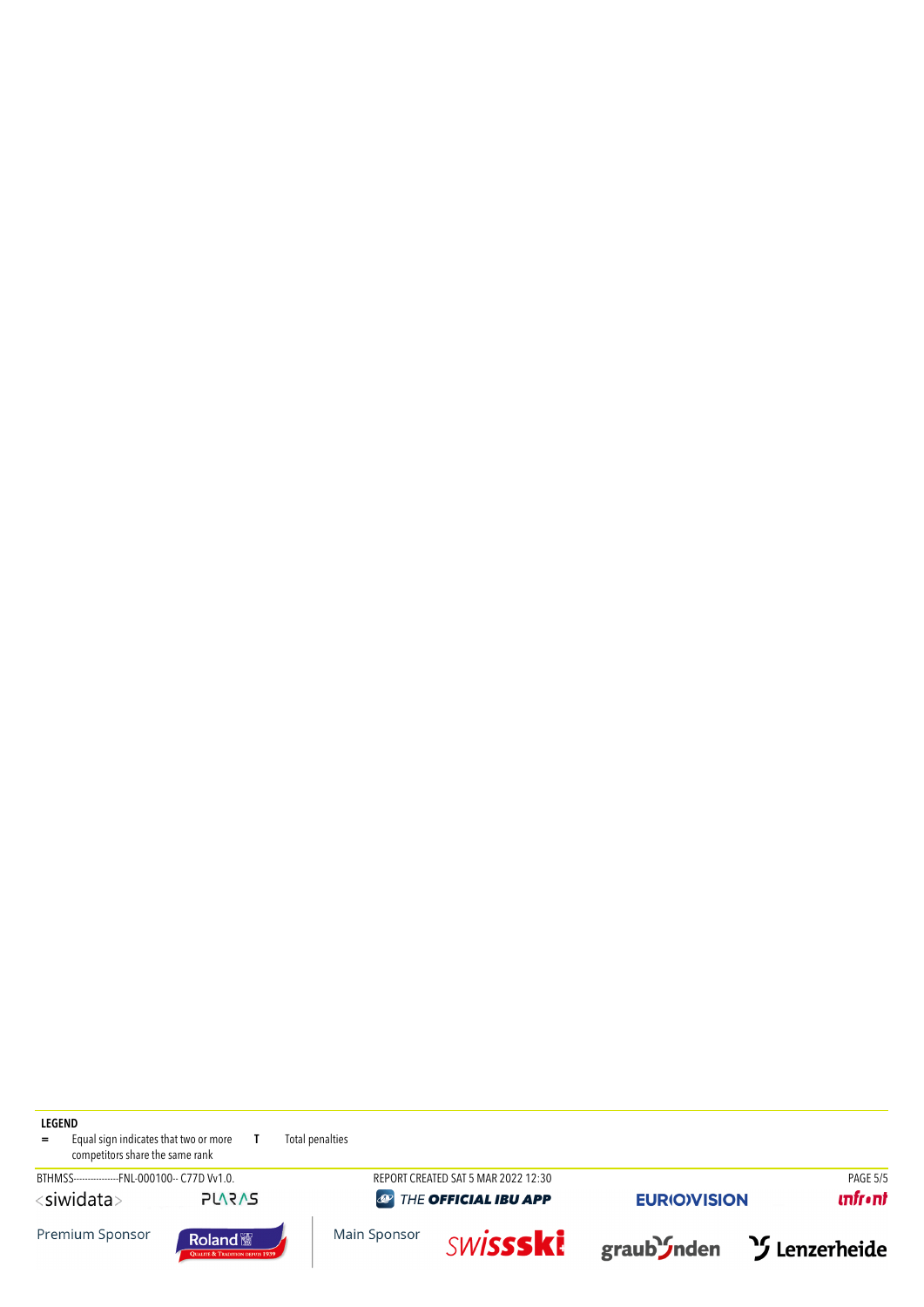**LEGEND**

| | | | |
|---|---|---|---|
| = | Equal sign indicates that two or more competitors share the same rank | T | Total penalties |